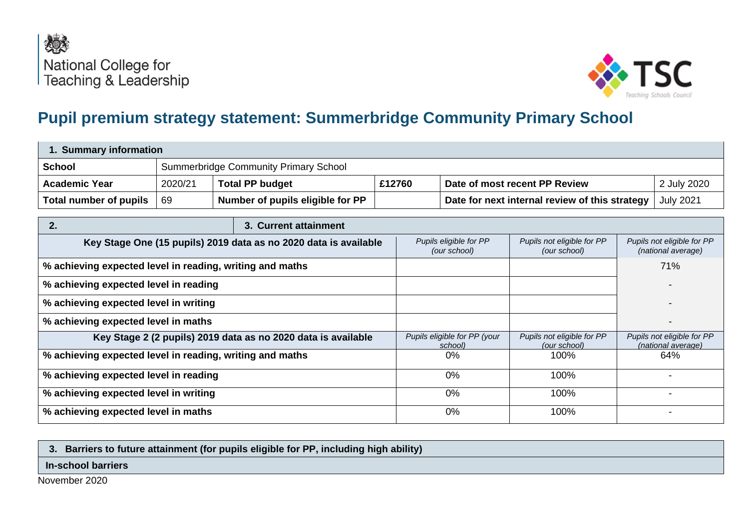National College for Teaching & Leadership

TSC Teaching Schools Council

# Pupil premium strategy statement: Summerbridge Community Primary School

| 1. Summary information | | | | | |
|---|---|---|---|---|---|
| **School** | Summerbridge Community Primary School | | | | |
| **Academic Year** | 2020/21 | **Total PP budget** | **£12760** | **Date of most recent PP Review** | 2 July 2020 |
| **Total number of pupils** | 69 | **Number of pupils eligible for PP** | | **Date for next internal review of this strategy** | July 2021 |

| **2.** **3. Current attainment** | | | |
|---|---|---|---|
| **Key Stage One (15 pupils) 2019 data as no 2020 data is available** | *Pupils eligible for PP (our school)* | *Pupils not eligible for PP (our school)* | *Pupils not eligible for PP (national average)* |
| **% achieving expected level in reading, writing and maths** | | | 71% |
| **% achieving expected level in reading** | | | - |
| **% achieving expected level in writing** | | | - |
| **% achieving expected level in maths** | | | - |
| **Key Stage 2 (2 pupils) 2019 data as no 2020 data is available** | *Pupils eligible for PP (your school)* | *Pupils not eligible for PP (our school)* | *Pupils not eligible for PP (national average)* |
| **% achieving expected level in reading, writing and maths** | 0% | 100% | 64% |
| **% achieving expected level in reading** | 0% | 100% | - |
| **% achieving expected level in writing** | 0% | 100% | - |
| **% achieving expected level in maths** | 0% | 100% | - |

| **3. Barriers to future attainment (for pupils eligible for PP, including high ability)** |
|---|
| **In-school barriers** |

November 2020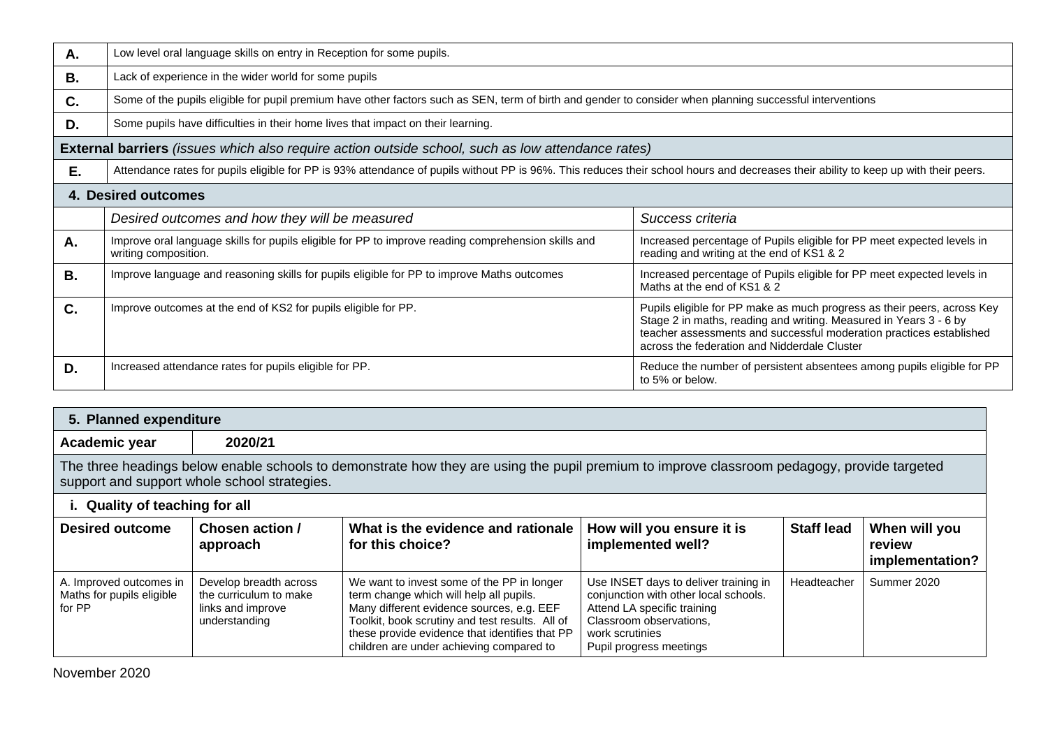| | |
|---|---|
| **A.** | Low level oral language skills on entry in Reception for some pupils. |
| **B.** | Lack of experience in the wider world for some pupils |
| **C.** | Some of the pupils eligible for pupil premium have other factors such as SEN, term of birth and gender to consider when planning successful interventions |
| **D.** | Some pupils have difficulties in their home lives that impact on their learning. |
| **External barriers** *(issues which also require action outside school, such as low attendance rates)* | |
| **E.** | Attendance rates for pupils eligible for PP is 93% attendance of pupils without PP is 96%. This reduces their school hours and decreases their ability to keep up with their peers. |

## 4. Desired outcomes

| | *Desired outcomes and how they will be measured* | *Success criteria* |
|---|---|---|
| **A.** | Improve oral language skills for pupils eligible for PP to improve reading comprehension skills and writing composition. | Increased percentage of Pupils eligible for PP meet expected levels in reading and writing at the end of KS1 & 2 |
| **B.** | Improve language and reasoning skills for pupils eligible for PP to improve Maths outcomes | Increased percentage of Pupils eligible for PP meet expected levels in Maths at the end of KS1 & 2 |
| **C.** | Improve outcomes at the end of KS2 for pupils eligible for PP. | Pupils eligible for PP make as much progress as their peers, across Key Stage 2 in maths, reading and writing. Measured in Years 3 - 6 by teacher assessments and successful moderation practices established across the federation and Nidderdale Cluster |
| **D.** | Increased attendance rates for pupils eligible for PP. | Reduce the number of persistent absentees among pupils eligible for PP to 5% or below. |

## 5. Planned expenditure

| **Academic year** | **2020/21** |
|---|---|

The three headings below enable schools to demonstrate how they are using the pupil premium to improve classroom pedagogy, provide targeted support and support whole school strategies.

### i. Quality of teaching for all

| Desired outcome | Chosen action / approach | What is the evidence and rationale for this choice? | How will you ensure it is implemented well? | Staff lead | When will you review implementation? |
|---|---|---|---|---|---|
| A. Improved outcomes in Maths for pupils eligible for PP | Develop breadth across the curriculum to make links and improve understanding | We want to invest some of the PP in longer term change which will help all pupils. Many different evidence sources, e.g. EEF Toolkit, book scrutiny and test results. All of these provide evidence that identifies that PP children are under achieving compared to | Use INSET days to deliver training in conjunction with other local schools. Attend LA specific training Classroom observations, work scrutinies Pupil progress meetings | Headteacher | Summer 2020 |

November 2020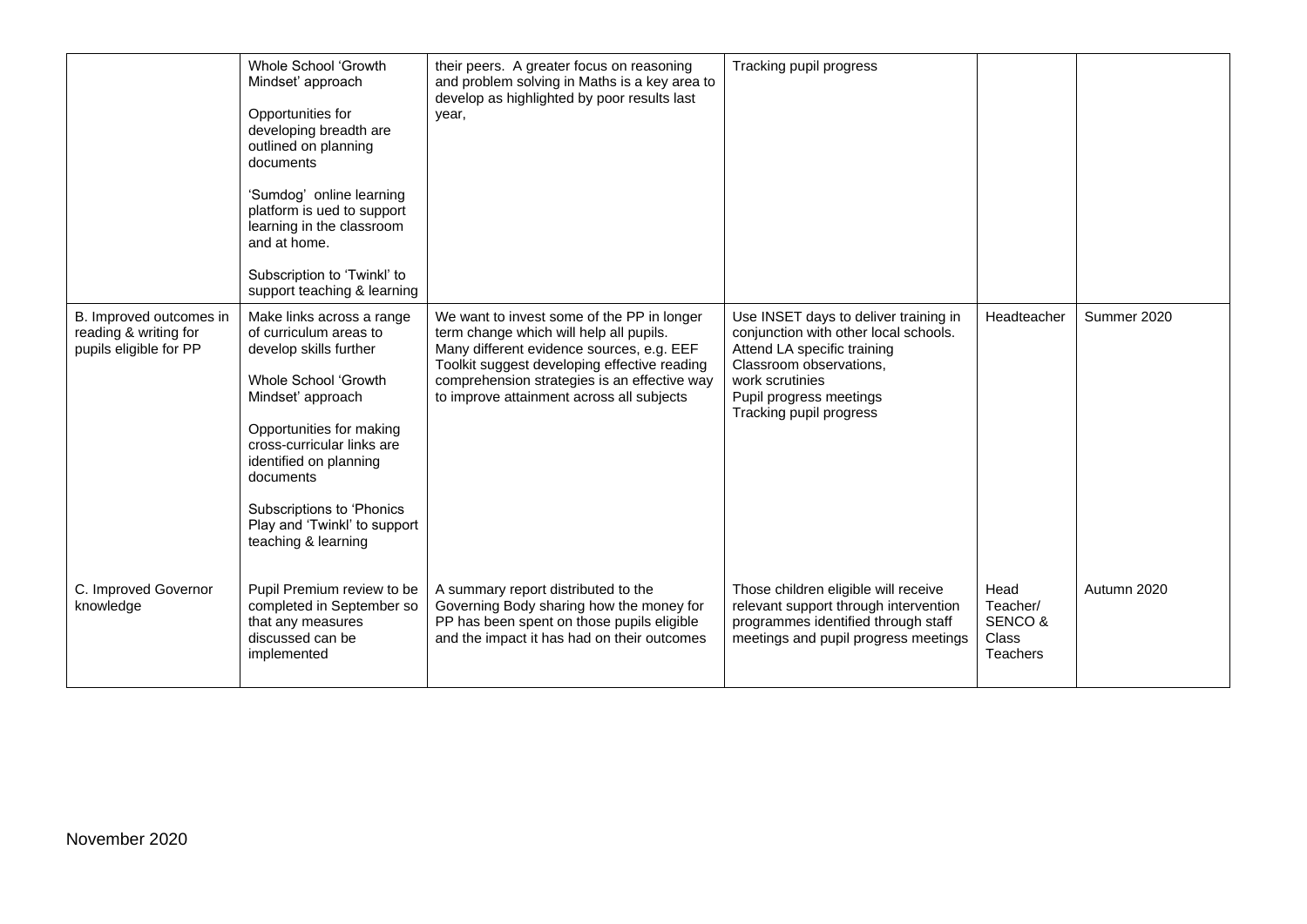| | | | | | |
|---|---|---|---|---|---|
| | Whole School 'Growth Mindset' approach<br><br>Opportunities for developing breadth are outlined on planning documents<br><br>'Sumdog' online learning platform is ued to support learning in the classroom and at home.<br><br>Subscription to 'Twinkl' to support teaching & learning | their peers. A greater focus on reasoning and problem solving in Maths is a key area to develop as highlighted by poor results last year, | Tracking pupil progress | | |
| B. Improved outcomes in reading & writing for pupils eligible for PP | Make links across a range of curriculum areas to develop skills further<br><br>Whole School 'Growth Mindset' approach<br><br>Opportunities for making cross-curricular links are identified on planning documents<br><br>Subscriptions to 'Phonics Play and 'Twinkl' to support teaching & learning | We want to invest some of the PP in longer term change which will help all pupils. Many different evidence sources, e.g. EEF Toolkit suggest developing effective reading comprehension strategies is an effective way to improve attainment across all subjects | Use INSET days to deliver training in conjunction with other local schools. Attend LA specific training Classroom observations, work scrutinies Pupil progress meetings Tracking pupil progress | Headteacher | Summer 2020 |
| C. Improved Governor knowledge | Pupil Premium review to be completed in September so that any measures discussed can be implemented | A summary report distributed to the Governing Body sharing how the money for PP has been spent on those pupils eligible and the impact it has had on their outcomes | Those children eligible will receive relevant support through intervention programmes identified through staff meetings and pupil progress meetings | Head Teacher/ SENCO & Class Teachers | Autumn 2020 |

November 2020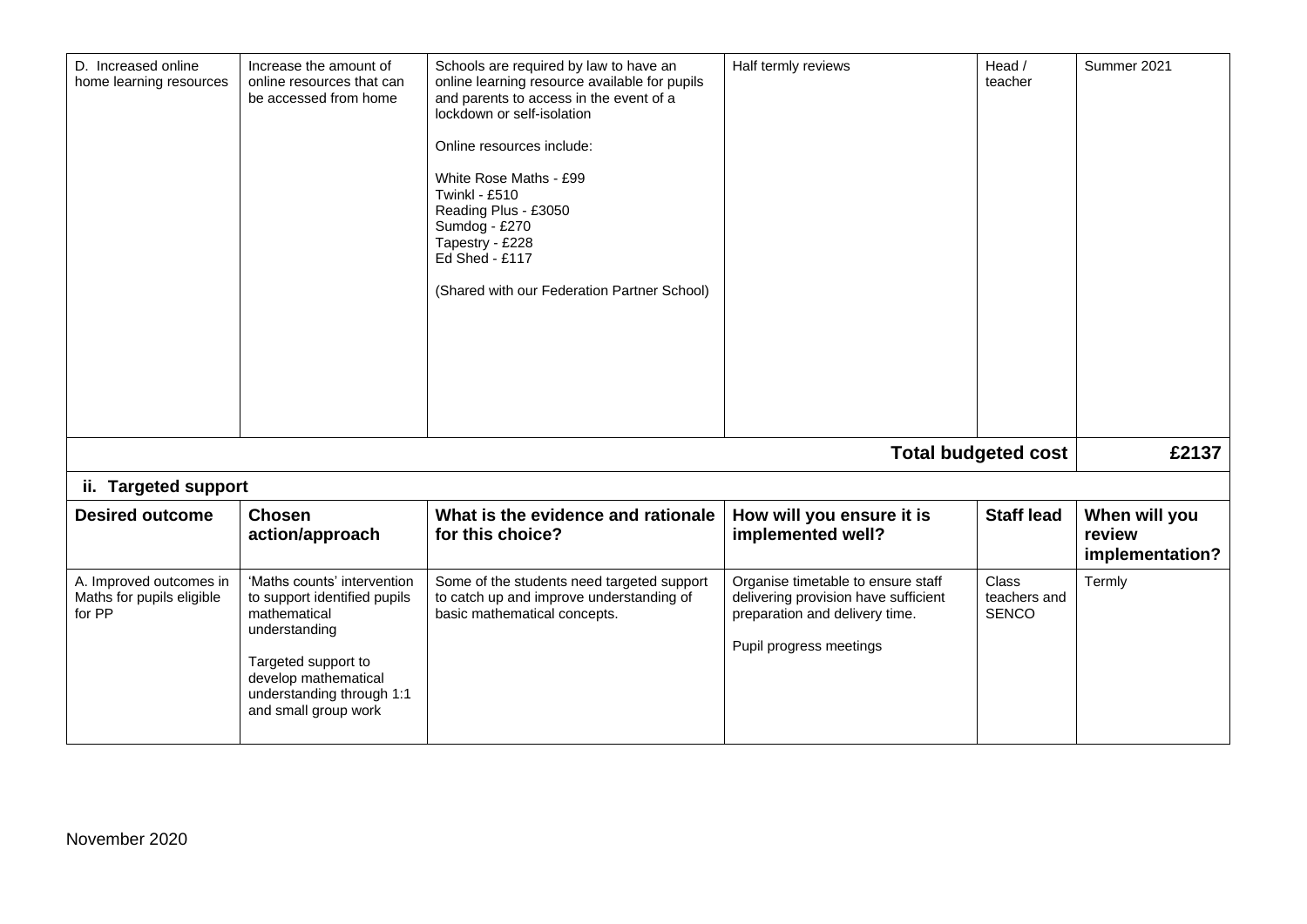| D. Increased online home learning resources | Increase the amount of online resources that can be accessed from home | Schools are required by law to have an online learning resource available for pupils and parents to access in the event of a lockdown or self-isolation<br><br>Online resources include:<br><br>White Rose Maths - £99<br>Twinkl - £510<br>Reading Plus - £3050<br>Sumdog - £270<br>Tapestry - £228<br>Ed Shed - £117<br><br>(Shared with our Federation Partner School) | Half termly reviews | Head / teacher | Summer 2021 |
|---|---|---|---|---|---|
| | | | | **Total budgeted cost** | **£2137** |

**ii. Targeted support**

| Desired outcome | Chosen action/approach | What is the evidence and rationale for this choice? | How will you ensure it is implemented well? | Staff lead | When will you review implementation? |
|---|---|---|---|---|---|
| A. Improved outcomes in Maths for pupils eligible for PP | 'Maths counts' intervention to support identified pupils mathematical understanding<br><br>Targeted support to develop mathematical understanding through 1:1 and small group work | Some of the students need targeted support to catch up and improve understanding of basic mathematical concepts. | Organise timetable to ensure staff delivering provision have sufficient preparation and delivery time.<br><br>Pupil progress meetings | Class teachers and SENCO | Termly |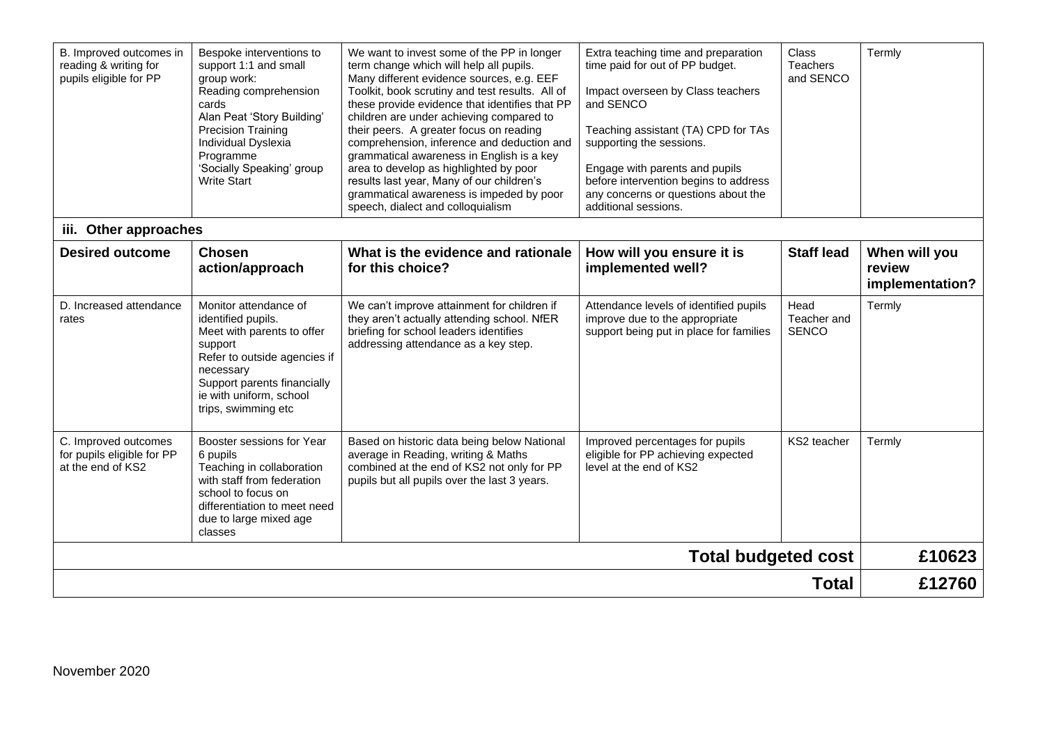| | | | | | |
|---|---|---|---|---|---|
| B. Improved outcomes in reading & writing for pupils eligible for PP | Bespoke interventions to support 1:1 and small group work:<br>Reading comprehension cards<br>Alan Peat 'Story Building'<br>Precision Training<br>Individual Dyslexia Programme<br>'Socially Speaking' group<br>Write Start | We want to invest some of the PP in longer term change which will help all pupils. Many different evidence sources, e.g. EEF Toolkit, book scrutiny and test results. All of these provide evidence that identifies that PP children are under achieving compared to their peers. A greater focus on reading comprehension, inference and deduction and grammatical awareness in English is a key area to develop as highlighted by poor results last year, Many of our children's grammatical awareness is impeded by poor speech, dialect and colloquialism | Extra teaching time and preparation time paid for out of PP budget.<br><br>Impact overseen by Class teachers and SENCO<br><br>Teaching assistant (TA) CPD for TAs supporting the sessions.<br><br>Engage with parents and pupils before intervention begins to address any concerns or questions about the additional sessions. | Class Teachers and SENCO | Termly |

### iii. Other approaches

| Desired outcome | Chosen action/approach | What is the evidence and rationale for this choice? | How will you ensure it is implemented well? | Staff lead | When will you review implementation? |
|---|---|---|---|---|---|
| D. Increased attendance rates | Monitor attendance of identified pupils.<br>Meet with parents to offer support<br>Refer to outside agencies if necessary<br>Support parents financially ie with uniform, school trips, swimming etc | We can't improve attainment for children if they aren't actually attending school. NfER briefing for school leaders identifies addressing attendance as a key step. | Attendance levels of identified pupils improve due to the appropriate support being put in place for families | Head Teacher and SENCO | Termly |
| C. Improved outcomes for pupils eligible for PP at the end of KS2 | Booster sessions for Year 6 pupils<br>Teaching in collaboration with staff from federation school to focus on differentiation to meet need due to large mixed age classes | Based on historic data being below National average in Reading, writing & Maths combined at the end of KS2 not only for PP pupils but all pupils over the last 3 years. | Improved percentages for pupils eligible for PP achieving expected level at the end of KS2 | KS2 teacher | Termly |
| | | | | **Total budgeted cost** | **£10623** |
| | | | | **Total** | **£12760** |

November 2020